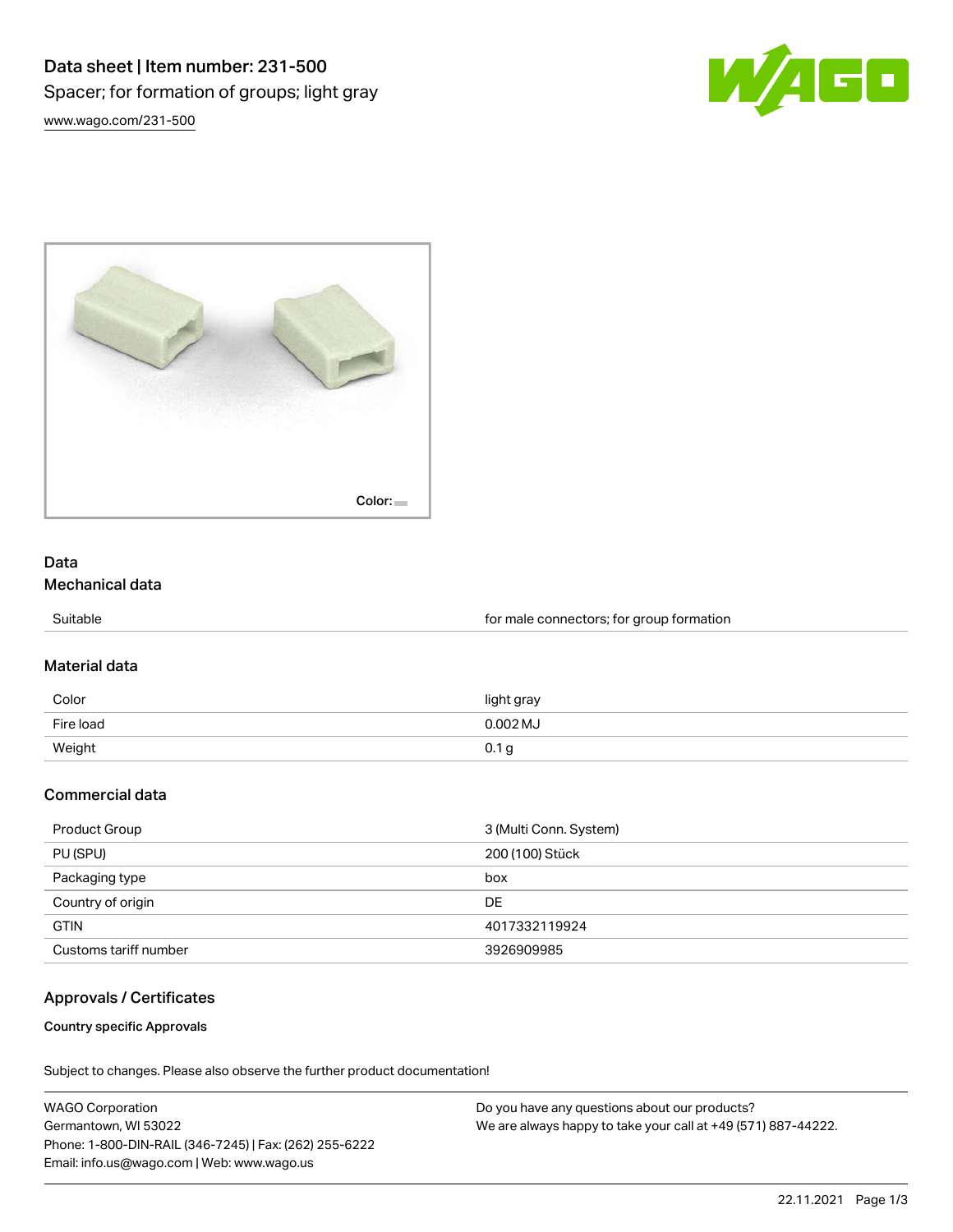# Data sheet | Item number: 231-500

Spacer; for formation of groups; light gray

www.wago.com/231-500

Color:

## Data

### Mechanical data

| | |
|---|---|
| Suitable | for male connectors; for group formation |

### Material data

| | |
|---|---|
| Color | light gray |
| Fire load | 0.002 MJ |
| Weight | 0.1 g |

### Commercial data

| | |
|---|---|
| Product Group | 3 (Multi Conn. System) |
| PU (SPU) | 200 (100) Stück |
| Packaging type | box |
| Country of origin | DE |
| GTIN | 4017332119924 |
| Customs tariff number | 3926909985 |

## Approvals / Certificates

**Country specific Approvals**

Subject to changes. Please also observe the further product documentation!

WAGO Corporation
Germantown, WI 53022
Phone: 1-800-DIN-RAIL (346-7245) | Fax: (262) 255-6222
Email: info.us@wago.com | Web: www.wago.us

Do you have any questions about our products?
We are always happy to take your call at +49 (571) 887-44222.

22.11.2021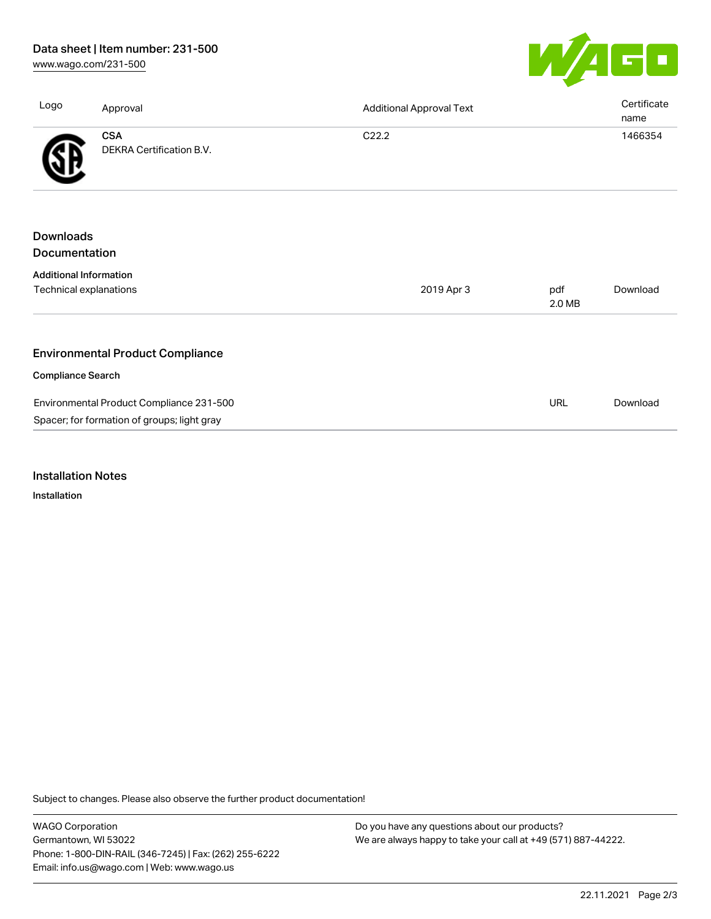| Logo | Approval | Additional Approval Text | Certificate name |
| --- | --- | --- | --- |
| | **CSA**<br>DEKRA Certification B.V. | C22.2 | 1466354 |

## Downloads
## Documentation

**Additional Information**

| | | | |
| --- | --- | --- | --- |
| Technical explanations | 2019 Apr 3 | pdf<br>2.0 MB | Download |

## Environmental Product Compliance

**Compliance Search**

| | | |
| --- | --- | --- |
| Environmental Product Compliance 231-500<br>Spacer; for formation of groups; light gray | URL | Download |

## Installation Notes

**Installation**

Subject to changes. Please also observe the further product documentation!

WAGO Corporation
Germantown, WI 53022
Phone: 1-800-DIN-RAIL (346-7245) | Fax: (262) 255-6222
Email: info.us@wago.com | Web: www.wago.us

Do you have any questions about our products?
We are always happy to take your call at +49 (571) 887-44222.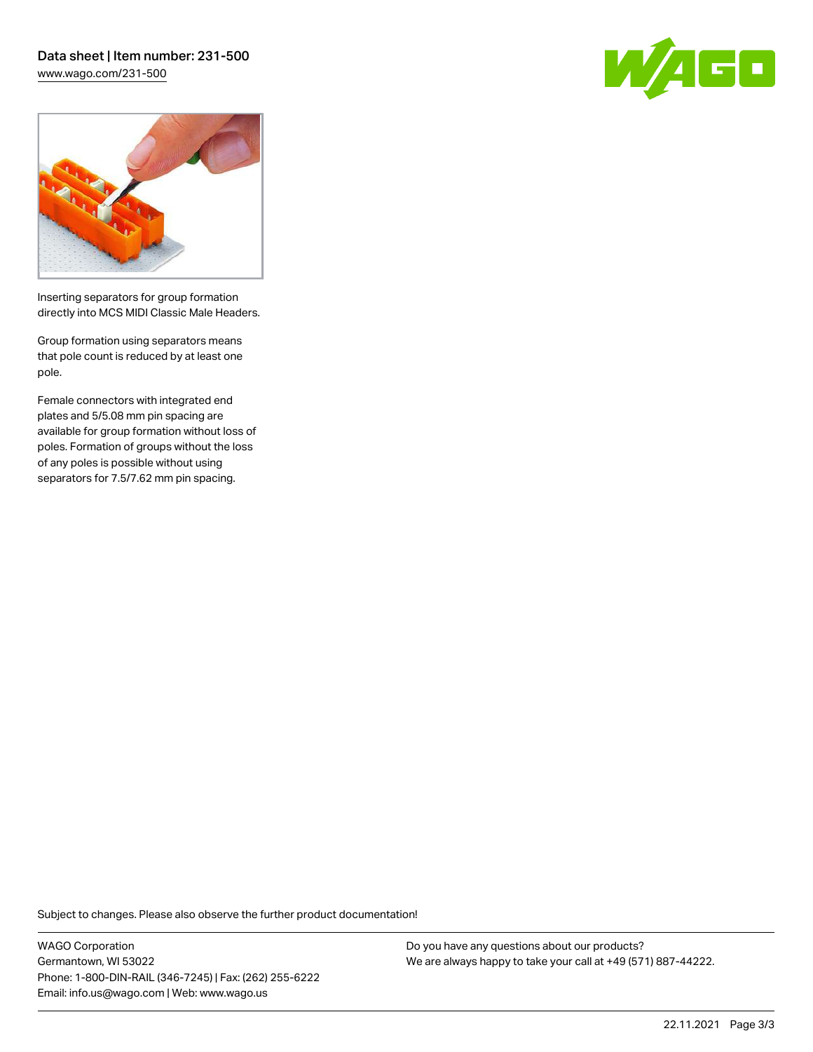Inserting separators for group formation directly into MCS MIDI Classic Male Headers.

Group formation using separators means that pole count is reduced by at least one pole.

Female connectors with integrated end plates and 5/5.08 mm pin spacing are available for group formation without loss of poles. Formation of groups without the loss of any poles is possible without using separators for 7.5/7.62 mm pin spacing.

Subject to changes. Please also observe the further product documentation!

WAGO Corporation
Germantown, WI 53022
Phone: 1-800-DIN-RAIL (346-7245) | Fax: (262) 255-6222
Email: info.us@wago.com | Web: www.wago.us

Do you have any questions about our products?
We are always happy to take your call at +49 (571) 887-44222.